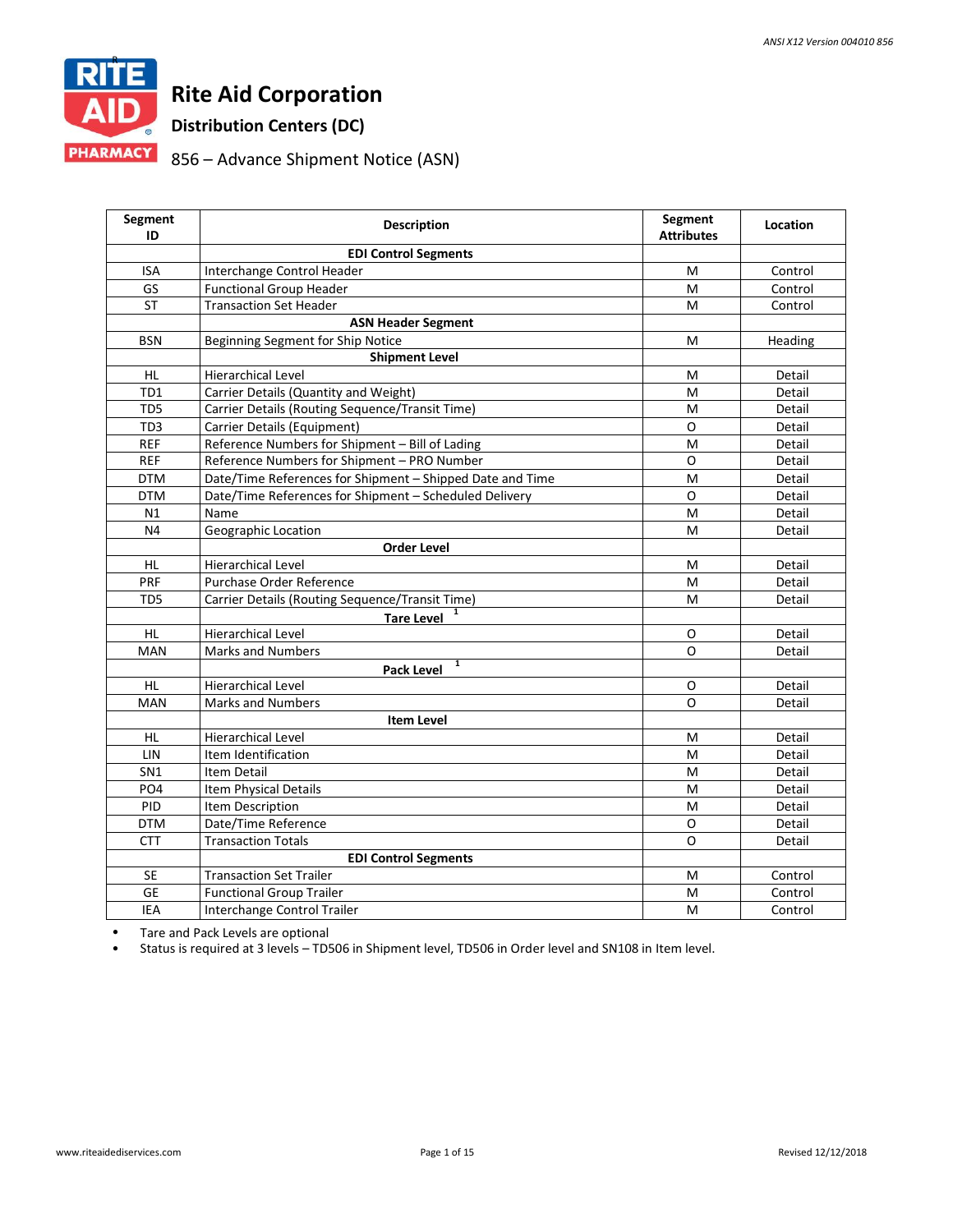# Rite Aid Corporation

## Distribution Centers (DC)

856 – Advance Shipment Notice (ASN)

| Segment ID | Description | Segment Attributes | Location |
|---|---|---|---|
| | **EDI Control Segments** | | |
| ISA | Interchange Control Header | M | Control |
| GS | Functional Group Header | M | Control |
| ST | Transaction Set Header | M | Control |
| | **ASN Header Segment** | | |
| BSN | Beginning Segment for Ship Notice | M | Heading |
| | **Shipment Level** | | |
| HL | Hierarchical Level | M | Detail |
| TD1 | Carrier Details (Quantity and Weight) | M | Detail |
| TD5 | Carrier Details (Routing Sequence/Transit Time) | M | Detail |
| TD3 | Carrier Details (Equipment) | O | Detail |
| REF | Reference Numbers for Shipment – Bill of Lading | M | Detail |
| REF | Reference Numbers for Shipment – PRO Number | O | Detail |
| DTM | Date/Time References for Shipment – Shipped Date and Time | M | Detail |
| DTM | Date/Time References for Shipment – Scheduled Delivery | O | Detail |
| N1 | Name | M | Detail |
| N4 | Geographic Location | M | Detail |
| | **Order Level** | | |
| HL | Hierarchical Level | M | Detail |
| PRF | Purchase Order Reference | M | Detail |
| TD5 | Carrier Details (Routing Sequence/Transit Time) | M | Detail |
| | **Tare Level** [1] | | |
| HL | Hierarchical Level | O | Detail |
| MAN | Marks and Numbers | O | Detail |
| | **Pack Level** [1] | | |
| HL | Hierarchical Level | O | Detail |
| MAN | Marks and Numbers | O | Detail |
| | **Item Level** | | |
| HL | Hierarchical Level | M | Detail |
| LIN | Item Identification | M | Detail |
| SN1 | Item Detail | M | Detail |
| PO4 | Item Physical Details | M | Detail |
| PID | Item Description | M | Detail |
| DTM | Date/Time Reference | O | Detail |
| CTT | Transaction Totals | O | Detail |
| | **EDI Control Segments** | | |
| SE | Transaction Set Trailer | M | Control |
| GE | Functional Group Trailer | M | Control |
| IEA | Interchange Control Trailer | M | Control |

- Tare and Pack Levels are optional
- Status is required at 3 levels – TD506 in Shipment level, TD506 in Order level and SN108 in Item level.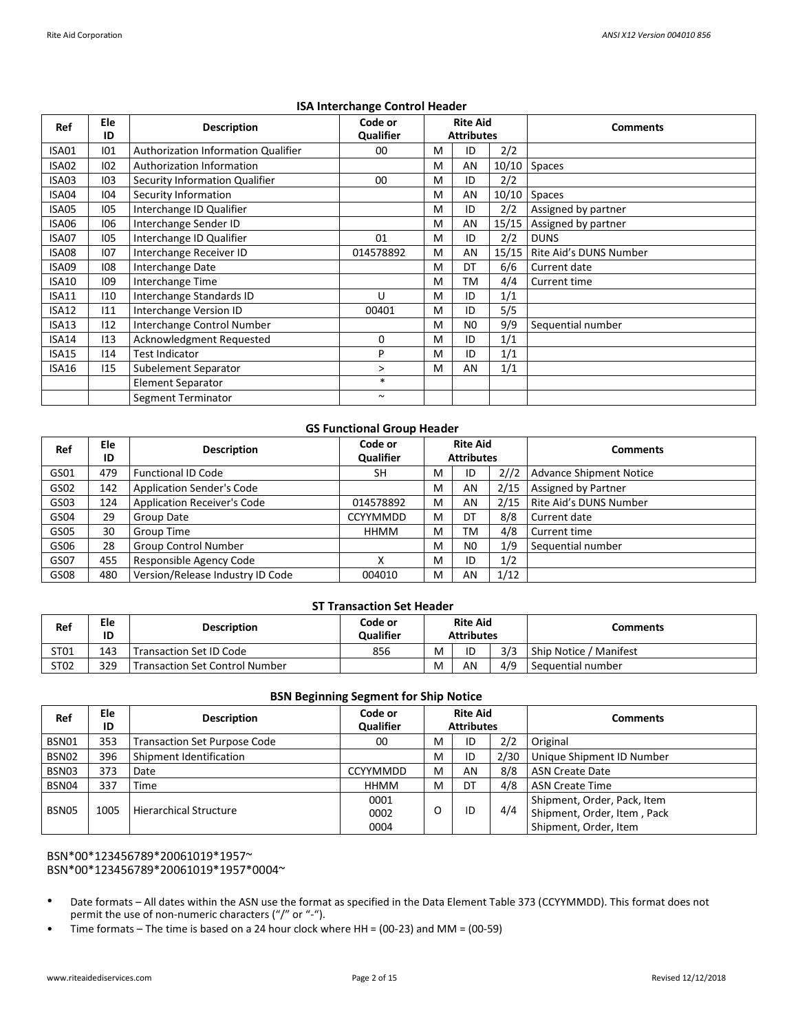### ISA Interchange Control Header

| Ref | Ele ID | Description | Code or Qualifier | Rite Aid Attributes | | | Comments |
|---|---|---|---|---|---|---|---|
| ISA01 | I01 | Authorization Information Qualifier | 00 | M | ID | 2/2 | |
| ISA02 | I02 | Authorization Information | | M | AN | 10/10 | Spaces |
| ISA03 | I03 | Security Information Qualifier | 00 | M | ID | 2/2 | |
| ISA04 | I04 | Security Information | | M | AN | 10/10 | Spaces |
| ISA05 | I05 | Interchange ID Qualifier | | M | ID | 2/2 | Assigned by partner |
| ISA06 | I06 | Interchange Sender ID | | M | AN | 15/15 | Assigned by partner |
| ISA07 | I05 | Interchange ID Qualifier | 01 | M | ID | 2/2 | DUNS |
| ISA08 | I07 | Interchange Receiver ID | 014578892 | M | AN | 15/15 | Rite Aid's DUNS Number |
| ISA09 | I08 | Interchange Date | | M | DT | 6/6 | Current date |
| ISA10 | I09 | Interchange Time | | M | TM | 4/4 | Current time |
| ISA11 | I10 | Interchange Standards ID | U | M | ID | 1/1 | |
| ISA12 | I11 | Interchange Version ID | 00401 | M | ID | 5/5 | |
| ISA13 | I12 | Interchange Control Number | | M | N0 | 9/9 | Sequential number |
| ISA14 | I13 | Acknowledgment Requested | 0 | M | ID | 1/1 | |
| ISA15 | I14 | Test Indicator | P | M | ID | 1/1 | |
| ISA16 | I15 | Subelement Separator | > | M | AN | 1/1 | |
| | | Element Separator | * | | | | |
| | | Segment Terminator | ~ | | | | |

### GS Functional Group Header

| Ref | Ele ID | Description | Code or Qualifier | Rite Aid Attributes | | | Comments |
|---|---|---|---|---|---|---|---|
| GS01 | 479 | Functional ID Code | SH | M | ID | 2//2 | Advance Shipment Notice |
| GS02 | 142 | Application Sender's Code | | M | AN | 2/15 | Assigned by Partner |
| GS03 | 124 | Application Receiver's Code | 014578892 | M | AN | 2/15 | Rite Aid's DUNS Number |
| GS04 | 29 | Group Date | CCYYMMDD | M | DT | 8/8 | Current date |
| GS05 | 30 | Group Time | HHMM | M | TM | 4/8 | Current time |
| GS06 | 28 | Group Control Number | | M | N0 | 1/9 | Sequential number |
| GS07 | 455 | Responsible Agency Code | X | M | ID | 1/2 | |
| GS08 | 480 | Version/Release Industry ID Code | 004010 | M | AN | 1/12 | |

### ST Transaction Set Header

| Ref | Ele ID | Description | Code or Qualifier | Rite Aid Attributes | | | Comments |
|---|---|---|---|---|---|---|---|
| ST01 | 143 | Transaction Set ID Code | 856 | M | ID | 3/3 | Ship Notice / Manifest |
| ST02 | 329 | Transaction Set Control Number | | M | AN | 4/9 | Sequential number |

### BSN Beginning Segment for Ship Notice

| Ref | Ele ID | Description | Code or Qualifier | Rite Aid Attributes | | | Comments |
|---|---|---|---|---|---|---|---|
| BSN01 | 353 | Transaction Set Purpose Code | 00 | M | ID | 2/2 | Original |
| BSN02 | 396 | Shipment Identification | | M | ID | 2/30 | Unique Shipment ID Number |
| BSN03 | 373 | Date | CCYYMMDD | M | AN | 8/8 | ASN Create Date |
| BSN04 | 337 | Time | HHMM | M | DT | 4/8 | ASN Create Time |
| BSN05 | 1005 | Hierarchical Structure | 0001<br>0002<br>0004 | O | ID | 4/4 | Shipment, Order, Pack, Item<br>Shipment, Order, Item , Pack<br>Shipment, Order, Item |

BSN*00*123456789*20061019*1957~
BSN*00*123456789*20061019*1957*0004~

- Date formats – All dates within the ASN use the format as specified in the Data Element Table 373 (CCYYMMDD). This format does not permit the use of non-numeric characters ("/" or "-").
- Time formats – The time is based on a 24 hour clock where HH = (00-23) and MM = (00-59)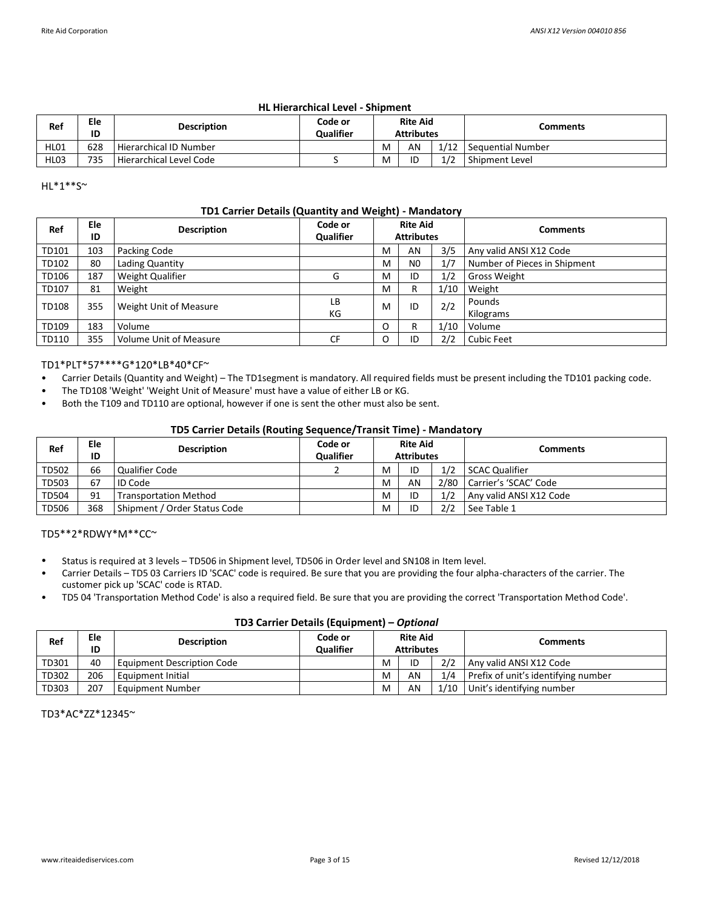### HL Hierarchical Level - Shipment

| Ref | Ele ID | Description | Code or Qualifier | Rite Aid Attributes | | | Comments |
|---|---|---|---|---|---|---|---|
| HL01 | 628 | Hierarchical ID Number | | M | AN | 1/12 | Sequential Number |
| HL03 | 735 | Hierarchical Level Code | S | M | ID | 1/2 | Shipment Level |

HL*1**S~

### TD1 Carrier Details (Quantity and Weight) - Mandatory

| Ref | Ele ID | Description | Code or Qualifier | Rite Aid Attributes | | | Comments |
|---|---|---|---|---|---|---|---|
| TD101 | 103 | Packing Code | | M | AN | 3/5 | Any valid ANSI X12 Code |
| TD102 | 80 | Lading Quantity | | M | N0 | 1/7 | Number of Pieces in Shipment |
| TD106 | 187 | Weight Qualifier | G | M | ID | 1/2 | Gross Weight |
| TD107 | 81 | Weight | | M | R | 1/10 | Weight |
| TD108 | 355 | Weight Unit of Measure | LB<br>KG | M | ID | 2/2 | Pounds<br>Kilograms |
| TD109 | 183 | Volume | | O | R | 1/10 | Volume |
| TD110 | 355 | Volume Unit of Measure | CF | O | ID | 2/2 | Cubic Feet |

TD1*PLT*57****G*120*LB*40*CF~

- Carrier Details (Quantity and Weight) – The TD1segment is mandatory. All required fields must be present including the TD101 packing code.
- The TD108 'Weight' 'Weight Unit of Measure' must have a value of either LB or KG.
- Both the T109 and TD110 are optional, however if one is sent the other must also be sent.

### TD5 Carrier Details (Routing Sequence/Transit Time) - Mandatory

| Ref | Ele ID | Description | Code or Qualifier | Rite Aid Attributes | | | Comments |
|---|---|---|---|---|---|---|---|
| TD502 | 66 | Qualifier Code | 2 | M | ID | 1/2 | SCAC Qualifier |
| TD503 | 67 | ID Code | | M | AN | 2/80 | Carrier's 'SCAC' Code |
| TD504 | 91 | Transportation Method | | M | ID | 1/2 | Any valid ANSI X12 Code |
| TD506 | 368 | Shipment / Order Status Code | | M | ID | 2/2 | See Table 1 |

TD5**2*RDWY*M**CC~

- Status is required at 3 levels – TD506 in Shipment level, TD506 in Order level and SN108 in Item level.
- Carrier Details – TD5 03 Carriers ID 'SCAC' code is required. Be sure that you are providing the four alpha-characters of the carrier. The customer pick up 'SCAC' code is RTAD.
- TD5 04 'Transportation Method Code' is also a required field. Be sure that you are providing the correct 'Transportation Method Code'.

### TD3 Carrier Details (Equipment) – *Optional*

| Ref | Ele ID | Description | Code or Qualifier | Rite Aid Attributes | | | Comments |
|---|---|---|---|---|---|---|---|
| TD301 | 40 | Equipment Description Code | | M | ID | 2/2 | Any valid ANSI X12 Code |
| TD302 | 206 | Equipment Initial | | M | AN | 1/4 | Prefix of unit's identifying number |
| TD303 | 207 | Equipment Number | | M | AN | 1/10 | Unit's identifying number |

TD3*AC*ZZ*12345~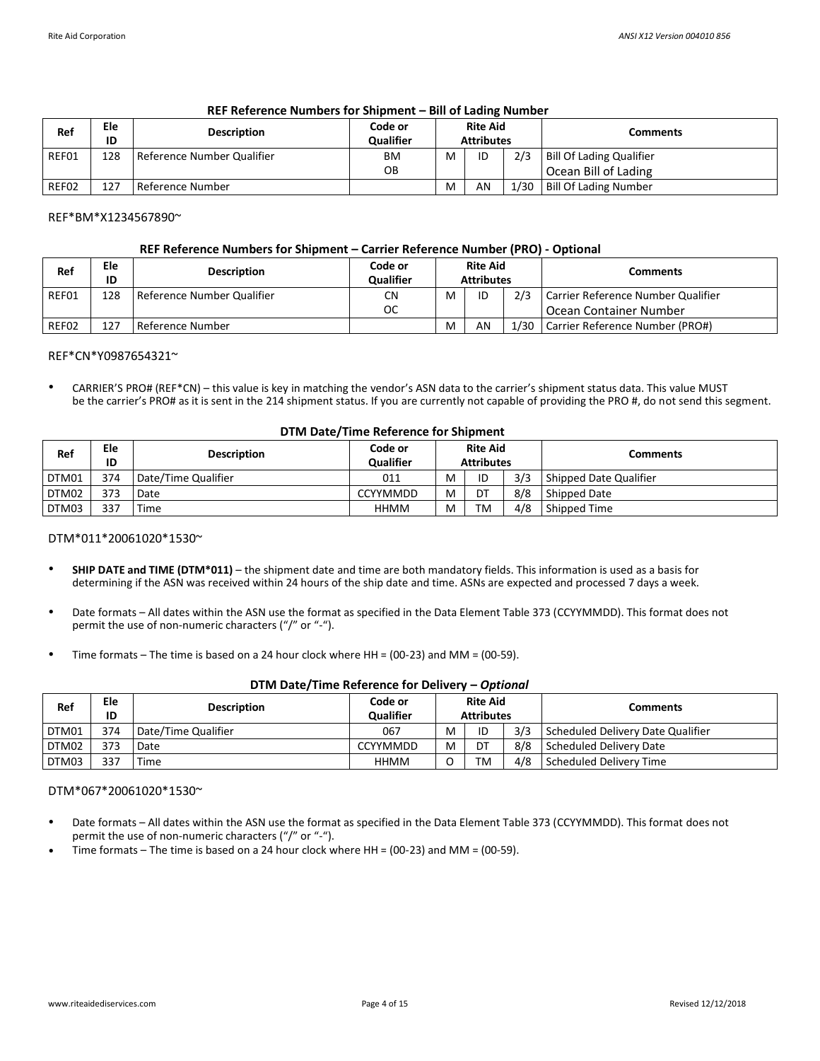### REF Reference Numbers for Shipment – Bill of Lading Number

| Ref | Ele ID | Description | Code or Qualifier | Rite Aid Attributes | | | Comments |
|---|---|---|---|---|---|---|---|
| REF01 | 128 | Reference Number Qualifier | BM<br>OB | M | ID | 2/3 | Bill Of Lading Qualifier<br>Ocean Bill of Lading |
| REF02 | 127 | Reference Number | | M | AN | 1/30 | Bill Of Lading Number |

REF*BM*X1234567890~

### REF Reference Numbers for Shipment – Carrier Reference Number (PRO) - Optional

| Ref | Ele ID | Description | Code or Qualifier | Rite Aid Attributes | | | Comments |
|---|---|---|---|---|---|---|---|
| REF01 | 128 | Reference Number Qualifier | CN<br>OC | M | ID | 2/3 | Carrier Reference Number Qualifier<br>Ocean Container Number |
| REF02 | 127 | Reference Number | | M | AN | 1/30 | Carrier Reference Number (PRO#) |

REF*CN*Y0987654321~

- CARRIER'S PRO# (REF*CN) – this value is key in matching the vendor's ASN data to the carrier's shipment status data. This value MUST be the carrier's PRO# as it is sent in the 214 shipment status. If you are currently not capable of providing the PRO #, do not send this segment.

### DTM Date/Time Reference for Shipment

| Ref | Ele ID | Description | Code or Qualifier | Rite Aid Attributes | | | Comments |
|---|---|---|---|---|---|---|---|
| DTM01 | 374 | Date/Time Qualifier | 011 | M | ID | 3/3 | Shipped Date Qualifier |
| DTM02 | 373 | Date | CCYYMMDD | M | DT | 8/8 | Shipped Date |
| DTM03 | 337 | Time | HHMM | M | TM | 4/8 | Shipped Time |

DTM*011*20061020*1530~

- **SHIP DATE and TIME (DTM*011)** – the shipment date and time are both mandatory fields. This information is used as a basis for determining if the ASN was received within 24 hours of the ship date and time. ASNs are expected and processed 7 days a week.
- Date formats – All dates within the ASN use the format as specified in the Data Element Table 373 (CCYYMMDD). This format does not permit the use of non-numeric characters ("/" or "-").
- Time formats – The time is based on a 24 hour clock where HH = (00-23) and MM = (00-59).

### DTM Date/Time Reference for Delivery – *Optional*

| Ref | Ele ID | Description | Code or Qualifier | Rite Aid Attributes | | | Comments |
|---|---|---|---|---|---|---|---|
| DTM01 | 374 | Date/Time Qualifier | 067 | M | ID | 3/3 | Scheduled Delivery Date Qualifier |
| DTM02 | 373 | Date | CCYYMMDD | M | DT | 8/8 | Scheduled Delivery Date |
| DTM03 | 337 | Time | HHMM | O | TM | 4/8 | Scheduled Delivery Time |

DTM*067*20061020*1530~

- Date formats – All dates within the ASN use the format as specified in the Data Element Table 373 (CCYYMMDD). This format does not permit the use of non-numeric characters ("/" or "-").
- Time formats – The time is based on a 24 hour clock where HH = (00-23) and MM = (00-59).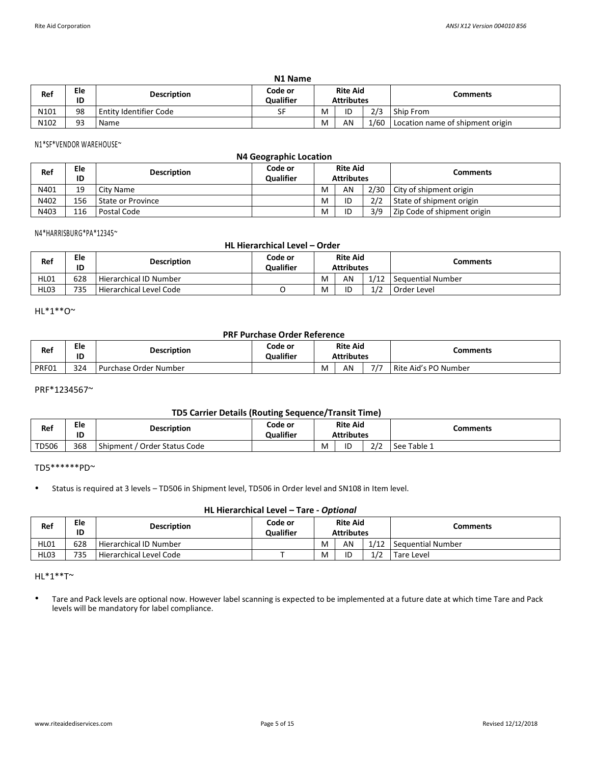### N1 Name

| Ref | Ele ID | Description | Code or Qualifier | Rite Aid Attributes | | | Comments |
|---|---|---|---|---|---|---|---|
| N101 | 98 | Entity Identifier Code | SF | M | ID | 2/3 | Ship From |
| N102 | 93 | Name | | M | AN | 1/60 | Location name of shipment origin |

N1*SF*VENDOR WAREHOUSE~

### N4 Geographic Location

| Ref | Ele ID | Description | Code or Qualifier | Rite Aid Attributes | | | Comments |
|---|---|---|---|---|---|---|---|
| N401 | 19 | City Name | | M | AN | 2/30 | City of shipment origin |
| N402 | 156 | State or Province | | M | ID | 2/2 | State of shipment origin |
| N403 | 116 | Postal Code | | M | ID | 3/9 | Zip Code of shipment origin |

N4*HARRISBURG*PA*12345~

### HL Hierarchical Level – Order

| Ref | Ele ID | Description | Code or Qualifier | Rite Aid Attributes | | | Comments |
|---|---|---|---|---|---|---|---|
| HL01 | 628 | Hierarchical ID Number | | M | AN | 1/12 | Sequential Number |
| HL03 | 735 | Hierarchical Level Code | O | M | ID | 1/2 | Order Level |

HL*1**O~

### PRF Purchase Order Reference

| Ref | Ele ID | Description | Code or Qualifier | Rite Aid Attributes | | | Comments |
|---|---|---|---|---|---|---|---|
| PRF01 | 324 | Purchase Order Number | | M | AN | 7/7 | Rite Aid's PO Number |

PRF*1234567~

### TD5 Carrier Details (Routing Sequence/Transit Time)

| Ref | Ele ID | Description | Code or Qualifier | Rite Aid Attributes | | | Comments |
|---|---|---|---|---|---|---|---|
| TD506 | 368 | Shipment / Order Status Code | | M | ID | 2/2 | See Table 1 |

TD5******PD~

- Status is required at 3 levels – TD506 in Shipment level, TD506 in Order level and SN108 in Item level.

### HL Hierarchical Level – Tare - *Optional*

| Ref | Ele ID | Description | Code or Qualifier | Rite Aid Attributes | | | Comments |
|---|---|---|---|---|---|---|---|
| HL01 | 628 | Hierarchical ID Number | | M | AN | 1/12 | Sequential Number |
| HL03 | 735 | Hierarchical Level Code | T | M | ID | 1/2 | Tare Level |

HL*1**T~

- Tare and Pack levels are optional now. However label scanning is expected to be implemented at a future date at which time Tare and Pack levels will be mandatory for label compliance.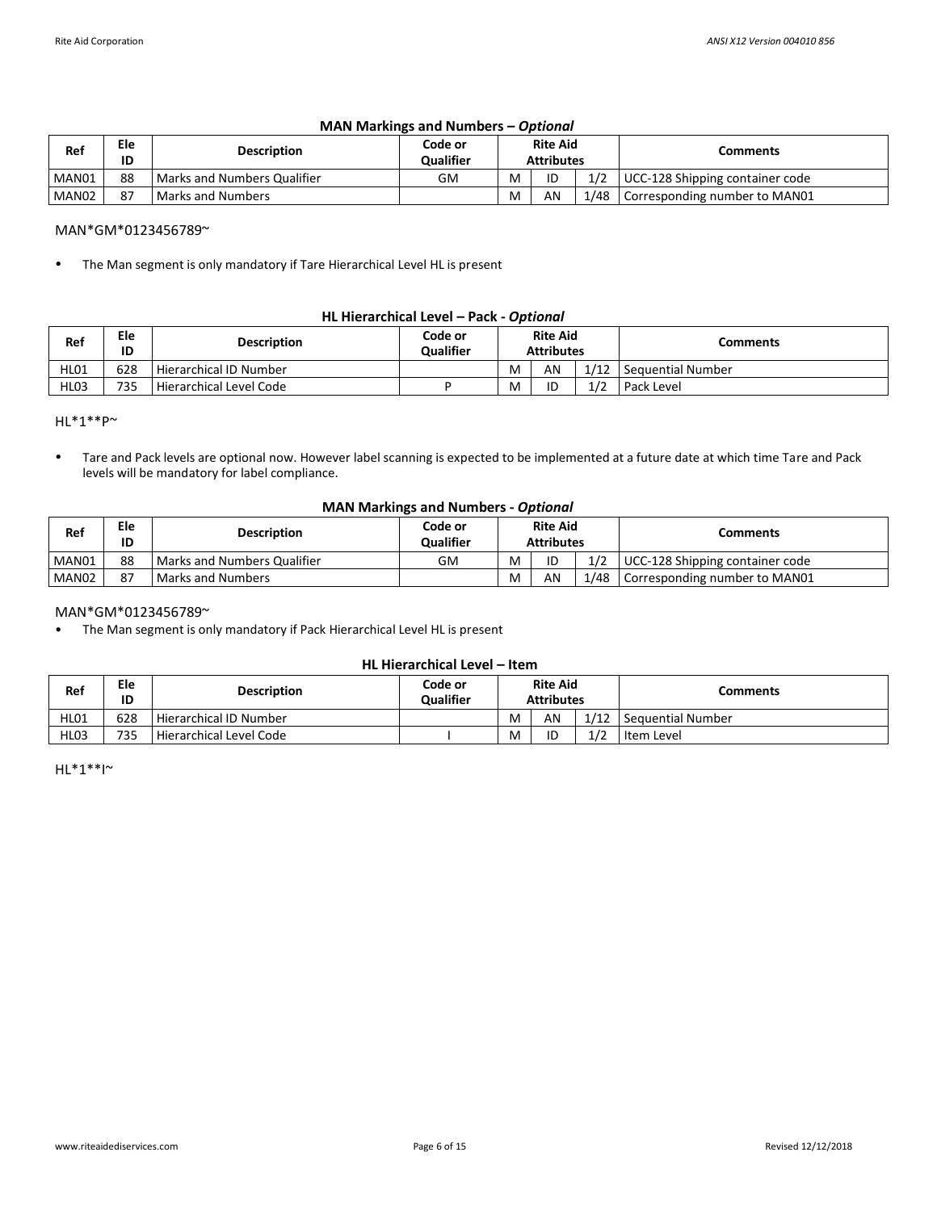### MAN Markings and Numbers – *Optional*

| Ref | Ele ID | Description | Code or Qualifier | Rite Aid Attributes | | | Comments |
|---|---|---|---|---|---|---|---|
| MAN01 | 88 | Marks and Numbers Qualifier | GM | M | ID | 1/2 | UCC-128 Shipping container code |
| MAN02 | 87 | Marks and Numbers | | M | AN | 1/48 | Corresponding number to MAN01 |

MAN*GM*0123456789~

- The Man segment is only mandatory if Tare Hierarchical Level HL is present

### HL Hierarchical Level – Pack - *Optional*

| Ref | Ele ID | Description | Code or Qualifier | Rite Aid Attributes | | | Comments |
|---|---|---|---|---|---|---|---|
| HL01 | 628 | Hierarchical ID Number | | M | AN | 1/12 | Sequential Number |
| HL03 | 735 | Hierarchical Level Code | P | M | ID | 1/2 | Pack Level |

HL*1**P~

- Tare and Pack levels are optional now. However label scanning is expected to be implemented at a future date at which time Tare and Pack levels will be mandatory for label compliance.

### MAN Markings and Numbers - *Optional*

| Ref | Ele ID | Description | Code or Qualifier | Rite Aid Attributes | | | Comments |
|---|---|---|---|---|---|---|---|
| MAN01 | 88 | Marks and Numbers Qualifier | GM | M | ID | 1/2 | UCC-128 Shipping container code |
| MAN02 | 87 | Marks and Numbers | | M | AN | 1/48 | Corresponding number to MAN01 |

MAN*GM*0123456789~

- The Man segment is only mandatory if Pack Hierarchical Level HL is present

### HL Hierarchical Level – Item

| Ref | Ele ID | Description | Code or Qualifier | Rite Aid Attributes | | | Comments |
|---|---|---|---|---|---|---|---|
| HL01 | 628 | Hierarchical ID Number | | M | AN | 1/12 | Sequential Number |
| HL03 | 735 | Hierarchical Level Code | I | M | ID | 1/2 | Item Level |

HL*1**I~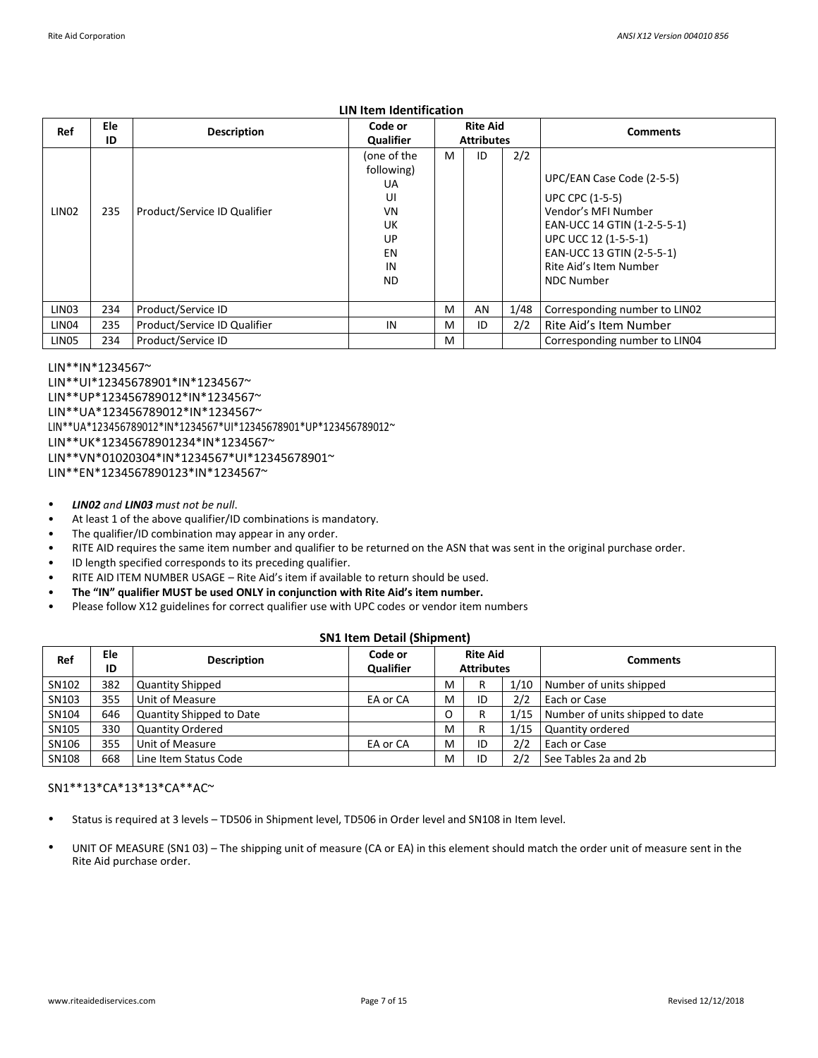### LIN Item Identification

| Ref | Ele ID | Description | Code or Qualifier | Rite Aid Attributes | | | Comments |
|---|---|---|---|---|---|---|---|
| LIN02 | 235 | Product/Service ID Qualifier | (one of the following) UA UI VN UK UP EN IN ND | M | ID | 2/2 | UPC/EAN Case Code (2-5-5) UPC CPC (1-5-5) Vendor's MFI Number EAN-UCC 14 GTIN (1-2-5-5-1) UPC UCC 12 (1-5-5-1) EAN-UCC 13 GTIN (2-5-5-1) Rite Aid's Item Number NDC Number |
| LIN03 | 234 | Product/Service ID | | M | AN | 1/48 | Corresponding number to LIN02 |
| LIN04 | 235 | Product/Service ID Qualifier | IN | M | ID | 2/2 | Rite Aid's Item Number |
| LIN05 | 234 | Product/Service ID | | M | | | Corresponding number to LIN04 |

```
LIN**IN*1234567~
LIN**UI*12345678901*IN*1234567~
LIN**UP*123456789012*IN*1234567~
LIN**UA*123456789012*IN*1234567~
LIN**UA*123456789012*IN*1234567*UI*12345678901*UP*123456789012~
LIN**UK*12345678901234*IN*1234567~
LIN**VN*01020304*IN*1234567*UI*12345678901~
LIN**EN*1234567890123*IN*1234567~
```

- ***LIN02*** *and* ***LIN03*** *must not be null*.
- At least 1 of the above qualifier/ID combinations is mandatory.
- The qualifier/ID combination may appear in any order.
- RITE AID requires the same item number and qualifier to be returned on the ASN that was sent in the original purchase order.
- ID length specified corresponds to its preceding qualifier.
- RITE AID ITEM NUMBER USAGE – Rite Aid's item if available to return should be used.
- **The "IN" qualifier MUST be used ONLY in conjunction with Rite Aid's item number.**
- Please follow X12 guidelines for correct qualifier use with UPC codes or vendor item numbers

### SN1 Item Detail (Shipment)

| Ref | Ele ID | Description | Code or Qualifier | Rite Aid Attributes | | | Comments |
|---|---|---|---|---|---|---|---|
| SN102 | 382 | Quantity Shipped | | M | R | 1/10 | Number of units shipped |
| SN103 | 355 | Unit of Measure | EA or CA | M | ID | 2/2 | Each or Case |
| SN104 | 646 | Quantity Shipped to Date | | O | R | 1/15 | Number of units shipped to date |
| SN105 | 330 | Quantity Ordered | | M | R | 1/15 | Quantity ordered |
| SN106 | 355 | Unit of Measure | EA or CA | M | ID | 2/2 | Each or Case |
| SN108 | 668 | Line Item Status Code | | M | ID | 2/2 | See Tables 2a and 2b |

```
SN1**13*CA*13*13*CA**AC~
```

- Status is required at 3 levels – TD506 in Shipment level, TD506 in Order level and SN108 in Item level.
- UNIT OF MEASURE (SN1 03) – The shipping unit of measure (CA or EA) in this element should match the order unit of measure sent in the Rite Aid purchase order.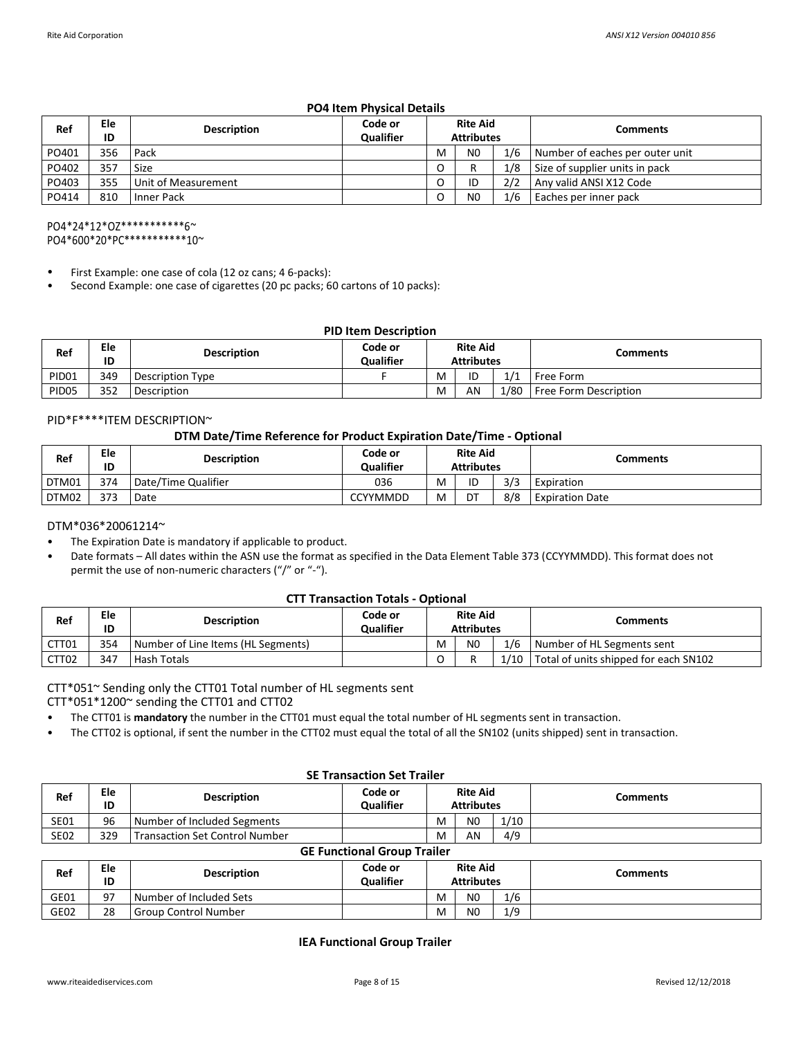### PO4 Item Physical Details

| Ref | Ele ID | Description | Code or Qualifier | Rite Aid Attributes | | | Comments |
|---|---|---|---|---|---|---|---|
| PO401 | 356 | Pack | | M | N0 | 1/6 | Number of eaches per outer unit |
| PO402 | 357 | Size | | O | R | 1/8 | Size of supplier units in pack |
| PO403 | 355 | Unit of Measurement | | O | ID | 2/2 | Any valid ANSI X12 Code |
| PO414 | 810 | Inner Pack | | O | N0 | 1/6 | Eaches per inner pack |

```
PO4*24*12*OZ***********6~
PO4*600*20*PC***********10~
```

- First Example: one case of cola (12 oz cans; 4 6-packs):
- Second Example: one case of cigarettes (20 pc packs; 60 cartons of 10 packs):

### PID Item Description

| Ref | Ele ID | Description | Code or Qualifier | Rite Aid Attributes | | | Comments |
|---|---|---|---|---|---|---|---|
| PID01 | 349 | Description Type | F | M | ID | 1/1 | Free Form |
| PID05 | 352 | Description | | M | AN | 1/80 | Free Form Description |

```
PID*F****ITEM DESCRIPTION~
```

### DTM Date/Time Reference for Product Expiration Date/Time - Optional

| Ref | Ele ID | Description | Code or Qualifier | Rite Aid Attributes | | | Comments |
|---|---|---|---|---|---|---|---|
| DTM01 | 374 | Date/Time Qualifier | 036 | M | ID | 3/3 | Expiration |
| DTM02 | 373 | Date | CCYYMMDD | M | DT | 8/8 | Expiration Date |

```
DTM*036*20061214~
```

- The Expiration Date is mandatory if applicable to product.
- Date formats – All dates within the ASN use the format as specified in the Data Element Table 373 (CCYYMMDD). This format does not permit the use of non-numeric characters ("/" or "-").

### CTT Transaction Totals - Optional

| Ref | Ele ID | Description | Code or Qualifier | Rite Aid Attributes | | | Comments |
|---|---|---|---|---|---|---|---|
| CTT01 | 354 | Number of Line Items (HL Segments) | | M | N0 | 1/6 | Number of HL Segments sent |
| CTT02 | 347 | Hash Totals | | O | R | 1/10 | Total of units shipped for each SN102 |

CTT*051~ Sending only the CTT01 Total number of HL segments sent

CTT*051*1200~ sending the CTT01 and CTT02

- The CTT01 is **mandatory** the number in the CTT01 must equal the total number of HL segments sent in transaction.
- The CTT02 is optional, if sent the number in the CTT02 must equal the total of all the SN102 (units shipped) sent in transaction.

### SE Transaction Set Trailer

| Ref | Ele ID | Description | Code or Qualifier | Rite Aid Attributes | | | Comments |
|---|---|---|---|---|---|---|---|
| SE01 | 96 | Number of Included Segments | | M | N0 | 1/10 | |
| SE02 | 329 | Transaction Set Control Number | | M | AN | 4/9 | |

### GE Functional Group Trailer

| Ref | Ele ID | Description | Code or Qualifier | Rite Aid Attributes | | | Comments |
|---|---|---|---|---|---|---|---|
| GE01 | 97 | Number of Included Sets | | M | N0 | 1/6 | |
| GE02 | 28 | Group Control Number | | M | N0 | 1/9 | |

### IEA Functional Group Trailer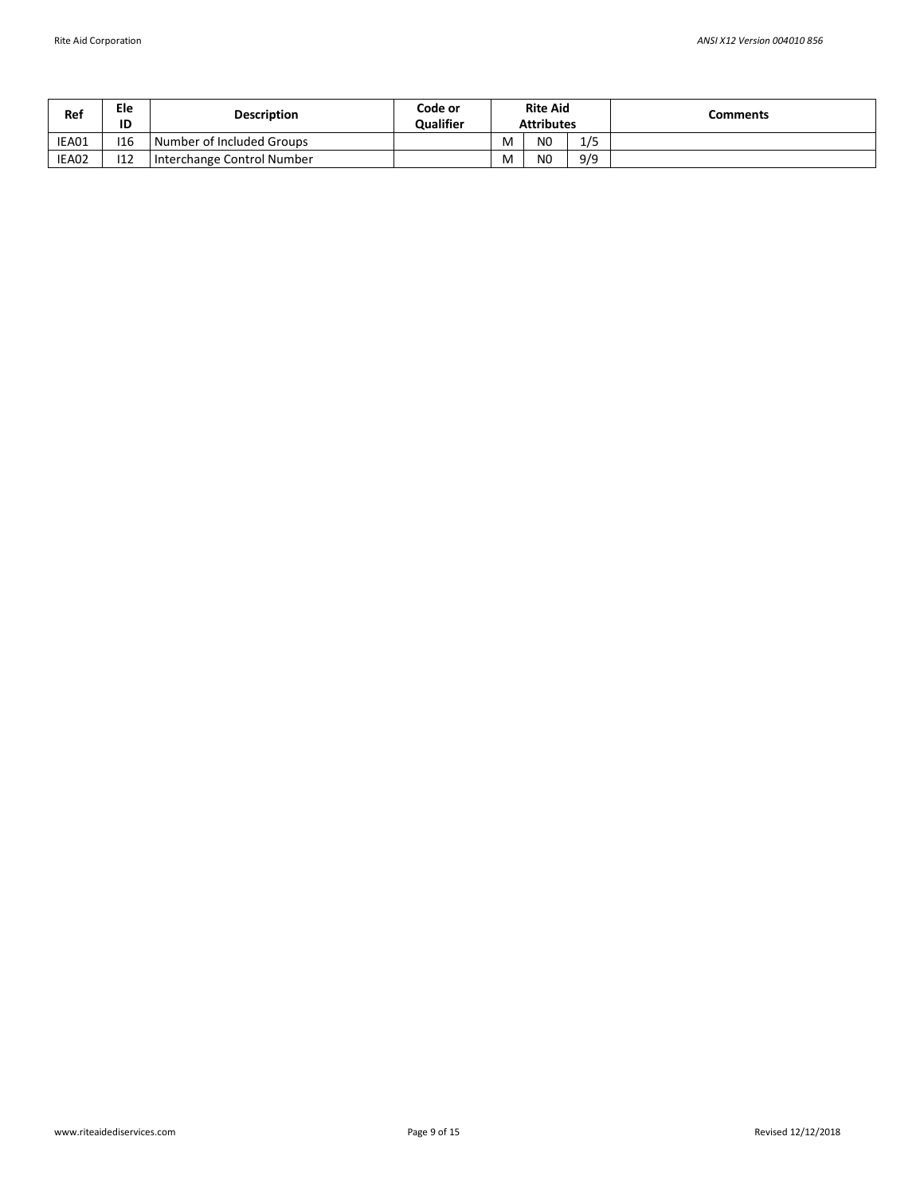| Ref | Ele ID | Description | Code or Qualifier | Rite Aid Attributes | | | Comments |
|---|---|---|---|---|---|---|---|
| IEA01 | I16 | Number of Included Groups | | M | N0 | 1/5 | |
| IEA02 | I12 | Interchange Control Number | | M | N0 | 9/9 | |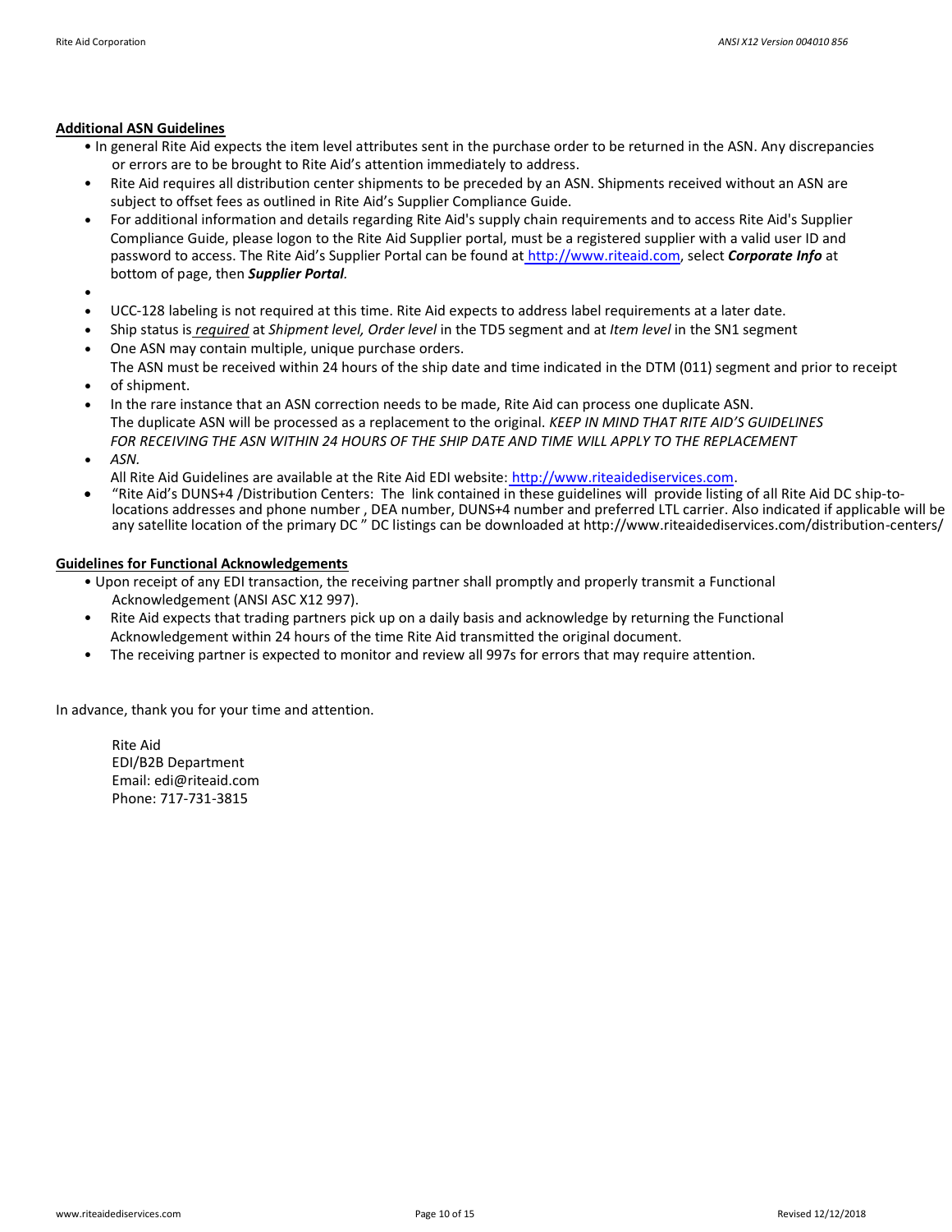**Additional ASN Guidelines**

- In general Rite Aid expects the item level attributes sent in the purchase order to be returned in the ASN. Any discrepancies or errors are to be brought to Rite Aid's attention immediately to address.
- Rite Aid requires all distribution center shipments to be preceded by an ASN. Shipments received without an ASN are subject to offset fees as outlined in Rite Aid's Supplier Compliance Guide.
- For additional information and details regarding Rite Aid's supply chain requirements and to access Rite Aid's Supplier Compliance Guide, please logon to the Rite Aid Supplier portal, must be a registered supplier with a valid user ID and password to access. The Rite Aid's Supplier Portal can be found at http://www.riteaid.com, select ***Corporate Info*** at bottom of page, then ***Supplier Portal***.
- 
- UCC-128 labeling is not required at this time. Rite Aid expects to address label requirements at a later date.
- Ship status is <u>*required*</u> at *Shipment level, Order level* in the TD5 segment and at *Item level* in the SN1 segment
- One ASN may contain multiple, unique purchase orders.
- The ASN must be received within 24 hours of the ship date and time indicated in the DTM (011) segment and prior to receipt of shipment.
- In the rare instance that an ASN correction needs to be made, Rite Aid can process one duplicate ASN. The duplicate ASN will be processed as a replacement to the original. *KEEP IN MIND THAT RITE AID'S GUIDELINES FOR RECEIVING THE ASN WITHIN 24 HOURS OF THE SHIP DATE AND TIME WILL APPLY TO THE REPLACEMENT ASN.*
- All Rite Aid Guidelines are available at the Rite Aid EDI website: http://www.riteaidediservices.com.
- "Rite Aid's DUNS+4 /Distribution Centers: The link contained in these guidelines will provide listing of all Rite Aid DC ship-to-locations addresses and phone number , DEA number, DUNS+4 number and preferred LTL carrier. Also indicated if applicable will be any satellite location of the primary DC " DC listings can be downloaded at http://www.riteaidediservices.com/distribution-centers/

**Guidelines for Functional Acknowledgements**

- Upon receipt of any EDI transaction, the receiving partner shall promptly and properly transmit a Functional Acknowledgement (ANSI ASC X12 997).
- Rite Aid expects that trading partners pick up on a daily basis and acknowledge by returning the Functional Acknowledgement within 24 hours of the time Rite Aid transmitted the original document.
- The receiving partner is expected to monitor and review all 997s for errors that may require attention.

In advance, thank you for your time and attention.

Rite Aid
EDI/B2B Department
Email: edi@riteaid.com
Phone: 717-731-3815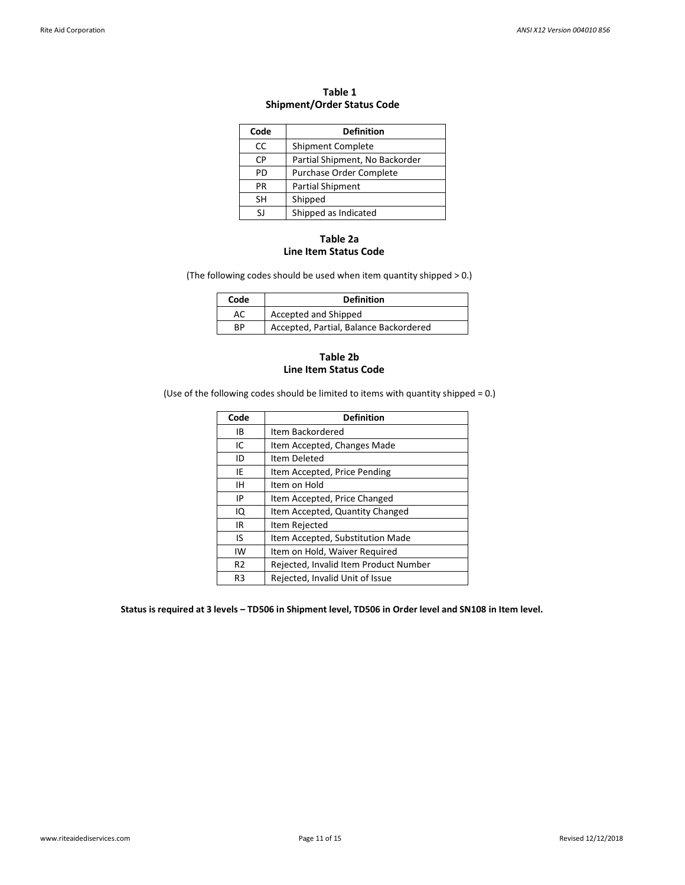### Table 1
### Shipment/Order Status Code

| Code | Definition |
| --- | --- |
| CC | Shipment Complete |
| CP | Partial Shipment, No Backorder |
| PD | Purchase Order Complete |
| PR | Partial Shipment |
| SH | Shipped |
| SJ | Shipped as Indicated |

### Table 2a
### Line Item Status Code

(The following codes should be used when item quantity shipped > 0.)

| Code | Definition |
| --- | --- |
| AC | Accepted and Shipped |
| BP | Accepted, Partial, Balance Backordered |

### Table 2b
### Line Item Status Code

(Use of the following codes should be limited to items with quantity shipped = 0.)

| Code | Definition |
| --- | --- |
| IB | Item Backordered |
| IC | Item Accepted, Changes Made |
| ID | Item Deleted |
| IE | Item Accepted, Price Pending |
| IH | Item on Hold |
| IP | Item Accepted, Price Changed |
| IQ | Item Accepted, Quantity Changed |
| IR | Item Rejected |
| IS | Item Accepted, Substitution Made |
| IW | Item on Hold, Waiver Required |
| R2 | Rejected, Invalid Item Product Number |
| R3 | Rejected, Invalid Unit of Issue |

**Status is required at 3 levels – TD506 in Shipment level, TD506 in Order level and SN108 in Item level.**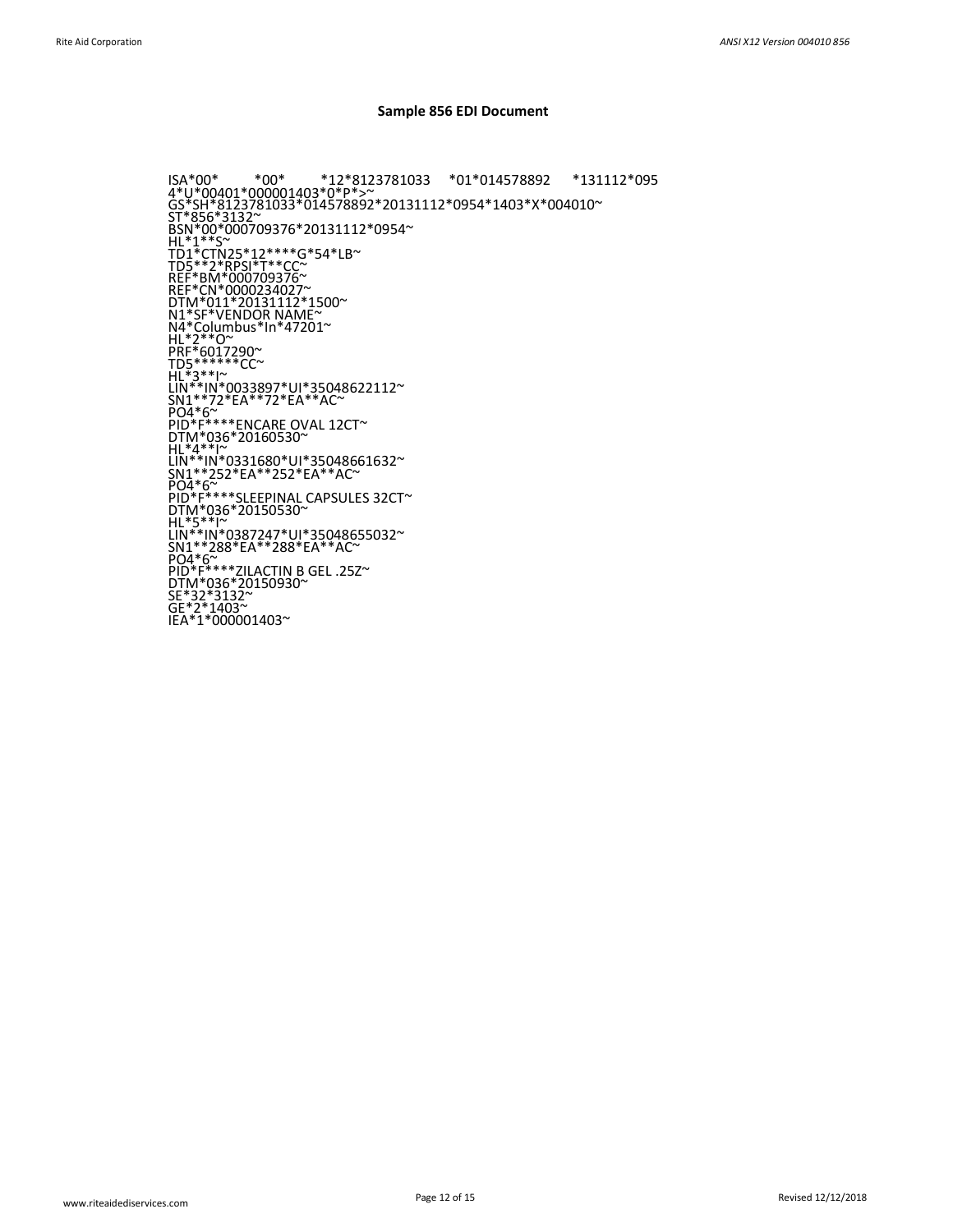## Sample 856 EDI Document

```
ISA*00*          *00*          *12*8123781033     *01*014578892      *131112*095
4*U*00401*000001403*0*P*>~
GS*SH*8123781033*014578892*20131112*0954*1403*X*004010~
ST*856*3132~
BSN*00*000709376*20131112*0954~
HL*1**S~
TD1*CTN25*12****G*54*LB~
TD5**2*RPSI*T**CC~
REF*BM*000709376~
REF*CN*0000234027~
DTM*011*20131112*1500~
N1*SF*VENDOR NAME~
N4*Columbus*In*47201~
HL*2**O~
PRF*6017290~
TD5******CC~
HL*3**I~
LIN**IN*0033897*UI*35048622112~
SN1**72*EA**72*EA**AC~
PO4*6~
PID*F****ENCARE OVAL 12CT~
DTM*036*20160530~
HL*4**I~
LIN**IN*0331680*UI*35048661632~
SN1**252*EA**252*EA**AC~
PO4*6~
PID*F****SLEEPINAL CAPSULES 32CT~
DTM*036*20150530~
HL*5**I~
LIN**IN*0387247*UI*35048655032~
SN1**288*EA**288*EA**AC~
PO4*6~
PID*F****ZILACTIN B GEL .25Z~
DTM*036*20150930~
SE*32*3132~
GE*2*1403~
IEA*1*000001403~
```